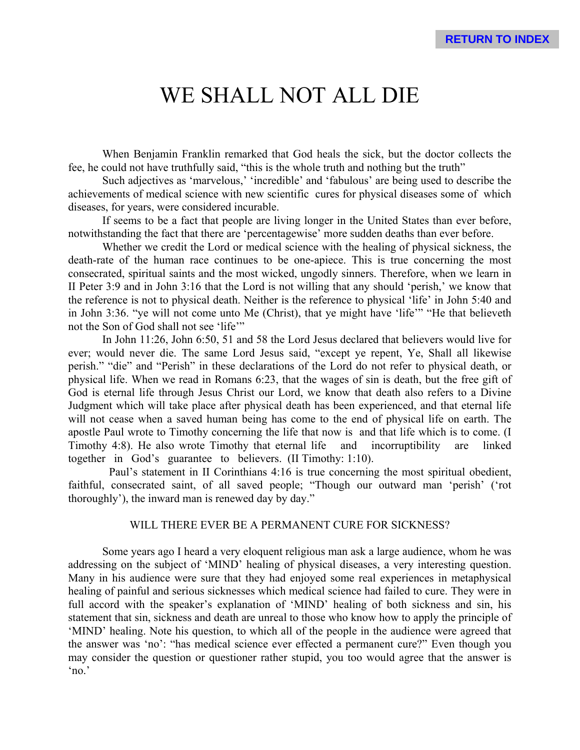# WE SHALL NOT ALL DIE

When Benjamin Franklin remarked that God heals the sick, but the doctor collects the fee, he could not have truthfully said, "this is the whole truth and nothing but the truth"

Such adjectives as 'marvelous,' 'incredible' and 'fabulous' are being used to describe the achievements of medical science with new scientific cures for physical diseases some of which diseases, for years, were considered incurable.

If seems to be a fact that people are living longer in the United States than ever before, notwithstanding the fact that there are 'percentagewise' more sudden deaths than ever before.

Whether we credit the Lord or medical science with the healing of physical sickness, the death-rate of the human race continues to be one-apiece. This is true concerning the most consecrated, spiritual saints and the most wicked, ungodly sinners. Therefore, when we learn in II Peter 3:9 and in John 3:16 that the Lord is not willing that any should 'perish,' we know that the reference is not to physical death. Neither is the reference to physical 'life' in John 5:40 and in John 3:36. "ye will not come unto Me (Christ), that ye might have 'life'" "He that believeth not the Son of God shall not see 'life'"

In John 11:26, John 6:50, 51 and 58 the Lord Jesus declared that believers would live for ever; would never die. The same Lord Jesus said, "except ye repent, Ye, Shall all likewise perish." "die" and "Perish" in these declarations of the Lord do not refer to physical death, or physical life. When we read in Romans 6:23, that the wages of sin is death, but the free gift of God is eternal life through Jesus Christ our Lord, we know that death also refers to a Divine Judgment which will take place after physical death has been experienced, and that eternal life will not cease when a saved human being has come to the end of physical life on earth. The apostle Paul wrote to Timothy concerning the life that now is and that life which is to come. (I Timothy 4:8). He also wrote Timothy that eternal life and incorruptibility are linked together in God's guarantee to believers. (II Timothy: 1:10).

Paul's statement in II Corinthians 4:16 is true concerning the most spiritual obedient, faithful, consecrated saint, of all saved people; "Though our outward man 'perish' ('rot thoroughly'), the inward man is renewed day by day."

## WILL THERE EVER BE A PERMANENT CURE FOR SICKNESS?

Some years ago I heard a very eloquent religious man ask a large audience, whom he was addressing on the subject of 'MIND' healing of physical diseases, a very interesting question. Many in his audience were sure that they had enjoyed some real experiences in metaphysical healing of painful and serious sicknesses which medical science had failed to cure. They were in full accord with the speaker's explanation of 'MIND' healing of both sickness and sin, his statement that sin, sickness and death are unreal to those who know how to apply the principle of 'MIND' healing. Note his question, to which all of the people in the audience were agreed that the answer was 'no': "has medical science ever effected a permanent cure?" Even though you may consider the question or questioner rather stupid, you too would agree that the answer is 'no.'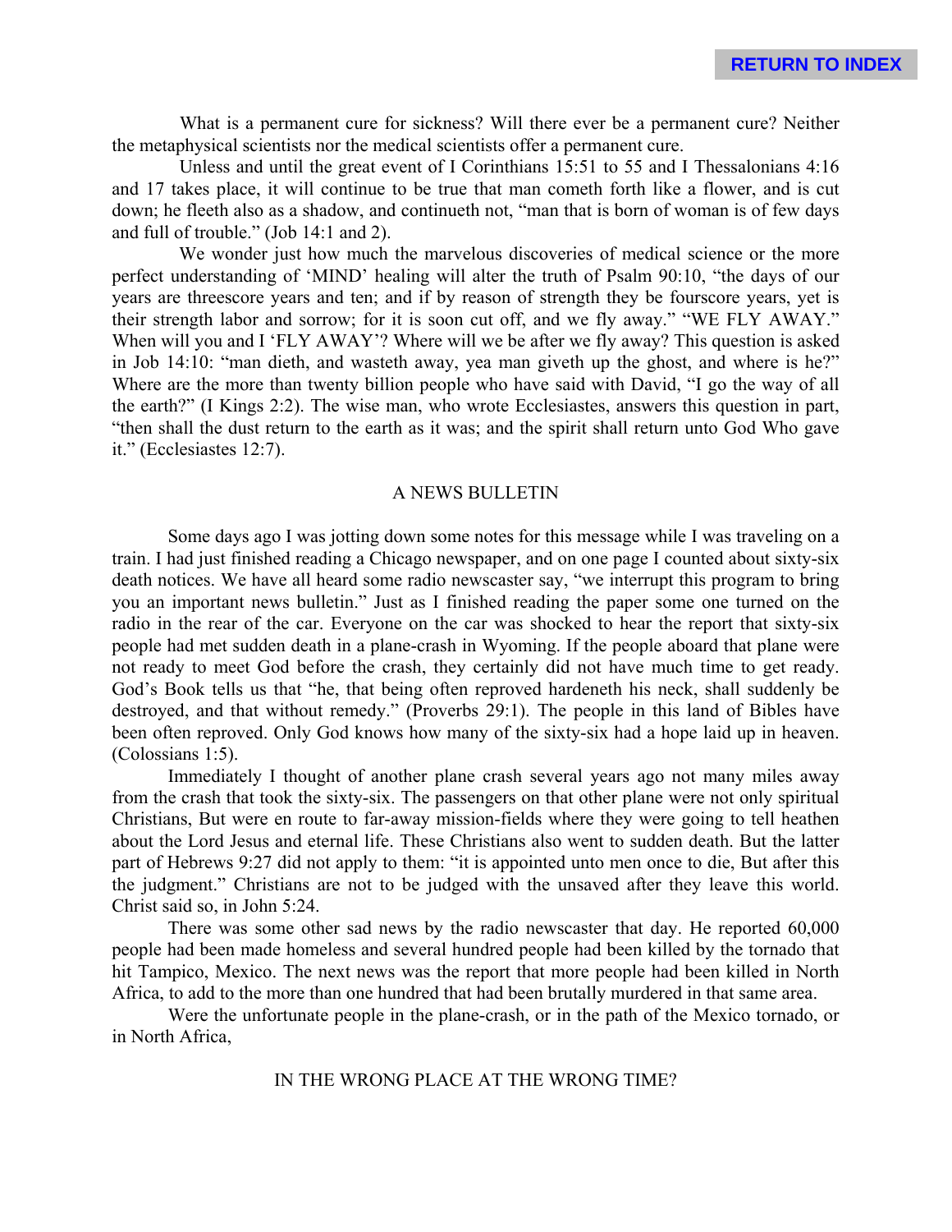What is a permanent cure for sickness? Will there ever be a permanent cure? Neither the metaphysical scientists nor the medical scientists offer a permanent cure.

Unless and until the great event of I Corinthians 15:51 to 55 and I Thessalonians 4:16 and 17 takes place, it will continue to be true that man cometh forth like a flower, and is cut down; he fleeth also as a shadow, and continueth not, "man that is born of woman is of few days and full of trouble." (Job 14:1 and 2).

We wonder just how much the marvelous discoveries of medical science or the more perfect understanding of 'MIND' healing will alter the truth of Psalm 90:10, "the days of our years are threescore years and ten; and if by reason of strength they be fourscore years, yet is their strength labor and sorrow; for it is soon cut off, and we fly away." "WE FLY AWAY." When will you and I 'FLY AWAY'? Where will we be after we fly away? This question is asked in Job 14:10: "man dieth, and wasteth away, yea man giveth up the ghost, and where is he?" Where are the more than twenty billion people who have said with David, "I go the way of all the earth?" (I Kings 2:2). The wise man, who wrote Ecclesiastes, answers this question in part, "then shall the dust return to the earth as it was; and the spirit shall return unto God Who gave it." (Ecclesiastes 12:7).

## A NEWS BULLETIN

Some days ago I was jotting down some notes for this message while I was traveling on a train. I had just finished reading a Chicago newspaper, and on one page I counted about sixty-six death notices. We have all heard some radio newscaster say, "we interrupt this program to bring you an important news bulletin." Just as I finished reading the paper some one turned on the radio in the rear of the car. Everyone on the car was shocked to hear the report that sixty-six people had met sudden death in a plane-crash in Wyoming. If the people aboard that plane were not ready to meet God before the crash, they certainly did not have much time to get ready. God's Book tells us that "he, that being often reproved hardeneth his neck, shall suddenly be destroyed, and that without remedy." (Proverbs 29:1). The people in this land of Bibles have been often reproved. Only God knows how many of the sixty-six had a hope laid up in heaven. (Colossians 1:5).

Immediately I thought of another plane crash several years ago not many miles away from the crash that took the sixty-six. The passengers on that other plane were not only spiritual Christians, But were en route to far-away mission-fields where they were going to tell heathen about the Lord Jesus and eternal life. These Christians also went to sudden death. But the latter part of Hebrews 9:27 did not apply to them: "it is appointed unto men once to die, But after this the judgment." Christians are not to be judged with the unsaved after they leave this world. Christ said so, in John 5:24.

There was some other sad news by the radio newscaster that day. He reported 60,000 people had been made homeless and several hundred people had been killed by the tornado that hit Tampico, Mexico. The next news was the report that more people had been killed in North Africa, to add to the more than one hundred that had been brutally murdered in that same area.

Were the unfortunate people in the plane-crash, or in the path of the Mexico tornado, or in North Africa,

## IN THE WRONG PLACE AT THE WRONG TIME?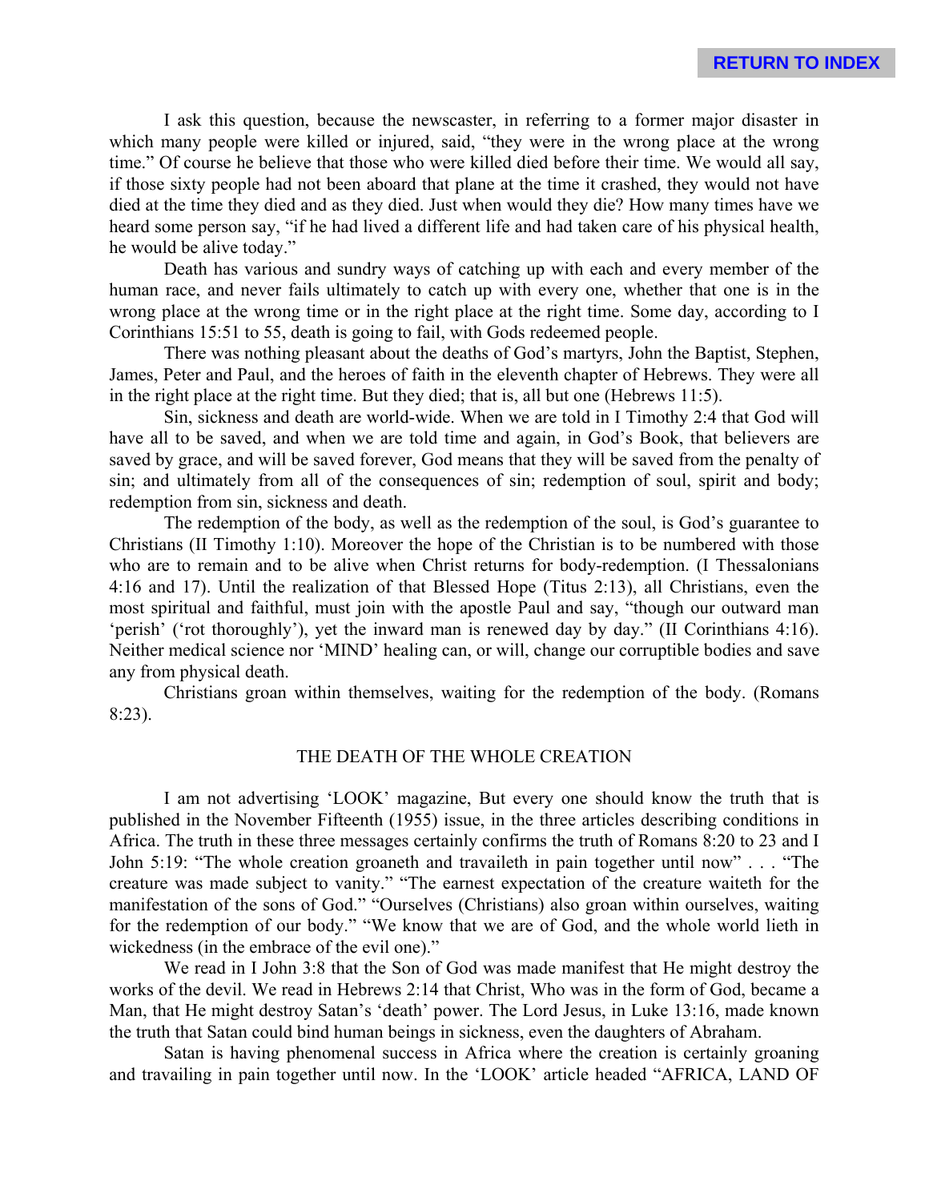I ask this question, because the newscaster, in referring to a former major disaster in which many people were killed or injured, said, "they were in the wrong place at the wrong time." Of course he believe that those who were killed died before their time. We would all say, if those sixty people had not been aboard that plane at the time it crashed, they would not have died at the time they died and as they died. Just when would they die? How many times have we heard some person say, "if he had lived a different life and had taken care of his physical health, he would be alive today."

Death has various and sundry ways of catching up with each and every member of the human race, and never fails ultimately to catch up with every one, whether that one is in the wrong place at the wrong time or in the right place at the right time. Some day, according to I Corinthians 15:51 to 55, death is going to fail, with Gods redeemed people.

There was nothing pleasant about the deaths of God's martyrs, John the Baptist, Stephen, James, Peter and Paul, and the heroes of faith in the eleventh chapter of Hebrews. They were all in the right place at the right time. But they died; that is, all but one (Hebrews 11:5).

Sin, sickness and death are world-wide. When we are told in I Timothy 2:4 that God will have all to be saved, and when we are told time and again, in God's Book, that believers are saved by grace, and will be saved forever, God means that they will be saved from the penalty of sin; and ultimately from all of the consequences of sin; redemption of soul, spirit and body; redemption from sin, sickness and death.

The redemption of the body, as well as the redemption of the soul, is God's guarantee to Christians (II Timothy 1:10). Moreover the hope of the Christian is to be numbered with those who are to remain and to be alive when Christ returns for body-redemption. (I Thessalonians 4:16 and 17). Until the realization of that Blessed Hope (Titus 2:13), all Christians, even the most spiritual and faithful, must join with the apostle Paul and say, "though our outward man 'perish' ('rot thoroughly'), yet the inward man is renewed day by day." (II Corinthians 4:16). Neither medical science nor 'MIND' healing can, or will, change our corruptible bodies and save any from physical death.

Christians groan within themselves, waiting for the redemption of the body. (Romans 8:23).

## THE DEATH OF THE WHOLE CREATION

I am not advertising 'LOOK' magazine, But every one should know the truth that is published in the November Fifteenth (1955) issue, in the three articles describing conditions in Africa. The truth in these three messages certainly confirms the truth of Romans 8:20 to 23 and I John 5:19: "The whole creation groaneth and travaileth in pain together until now" . . . "The creature was made subject to vanity." "The earnest expectation of the creature waiteth for the manifestation of the sons of God." "Ourselves (Christians) also groan within ourselves, waiting for the redemption of our body." "We know that we are of God, and the whole world lieth in wickedness (in the embrace of the evil one)."

We read in I John 3:8 that the Son of God was made manifest that He might destroy the works of the devil. We read in Hebrews 2:14 that Christ, Who was in the form of God, became a Man, that He might destroy Satan's 'death' power. The Lord Jesus, in Luke 13:16, made known the truth that Satan could bind human beings in sickness, even the daughters of Abraham.

Satan is having phenomenal success in Africa where the creation is certainly groaning and travailing in pain together until now. In the 'LOOK' article headed "AFRICA, LAND OF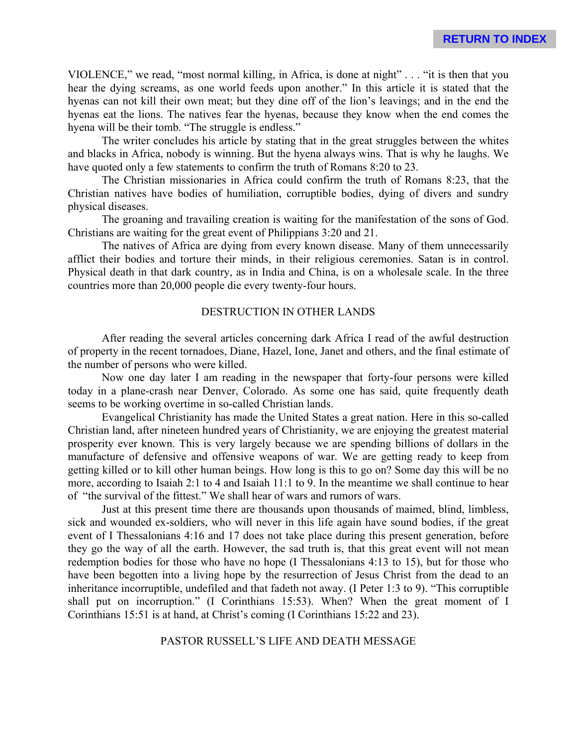VIOLENCE," we read, "most normal killing, in Africa, is done at night" . . . "it is then that you hear the dying screams, as one world feeds upon another." In this article it is stated that the hyenas can not kill their own meat; but they dine off of the lion's leavings; and in the end the hyenas eat the lions. The natives fear the hyenas, because they know when the end comes the hyena will be their tomb. "The struggle is endless."

The writer concludes his article by stating that in the great struggles between the whites and blacks in Africa, nobody is winning. But the hyena always wins. That is why he laughs. We have quoted only a few statements to confirm the truth of Romans 8:20 to 23.

The Christian missionaries in Africa could confirm the truth of Romans 8:23, that the Christian natives have bodies of humiliation, corruptible bodies, dying of divers and sundry physical diseases.

The groaning and travailing creation is waiting for the manifestation of the sons of God. Christians are waiting for the great event of Philippians 3:20 and 21.

The natives of Africa are dying from every known disease. Many of them unnecessarily afflict their bodies and torture their minds, in their religious ceremonies. Satan is in control. Physical death in that dark country, as in India and China, is on a wholesale scale. In the three countries more than 20,000 people die every twenty-four hours.

## DESTRUCTION IN OTHER LANDS

After reading the several articles concerning dark Africa I read of the awful destruction of property in the recent tornadoes, Diane, Hazel, Ione, Janet and others, and the final estimate of the number of persons who were killed.

Now one day later I am reading in the newspaper that forty-four persons were killed today in a plane-crash near Denver, Colorado. As some one has said, quite frequently death seems to be working overtime in so-called Christian lands.

Evangelical Christianity has made the United States a great nation. Here in this so-called Christian land, after nineteen hundred years of Christianity, we are enjoying the greatest material prosperity ever known. This is very largely because we are spending billions of dollars in the manufacture of defensive and offensive weapons of war. We are getting ready to keep from getting killed or to kill other human beings. How long is this to go on? Some day this will be no more, according to Isaiah 2:1 to 4 and Isaiah 11:1 to 9. In the meantime we shall continue to hear of "the survival of the fittest." We shall hear of wars and rumors of wars.

Just at this present time there are thousands upon thousands of maimed, blind, limbless, sick and wounded ex-soldiers, who will never in this life again have sound bodies, if the great event of I Thessalonians 4:16 and 17 does not take place during this present generation, before they go the way of all the earth. However, the sad truth is, that this great event will not mean redemption bodies for those who have no hope (I Thessalonians 4:13 to 15), but for those who have been begotten into a living hope by the resurrection of Jesus Christ from the dead to an inheritance incorruptible, undefiled and that fadeth not away. (I Peter 1:3 to 9). "This corruptible shall put on incorruption." (I Corinthians 15:53). When? When the great moment of I Corinthians 15:51 is at hand, at Christ's coming (I Corinthians 15:22 and 23).

## PASTOR RUSSELL'S LIFE AND DEATH MESSAGE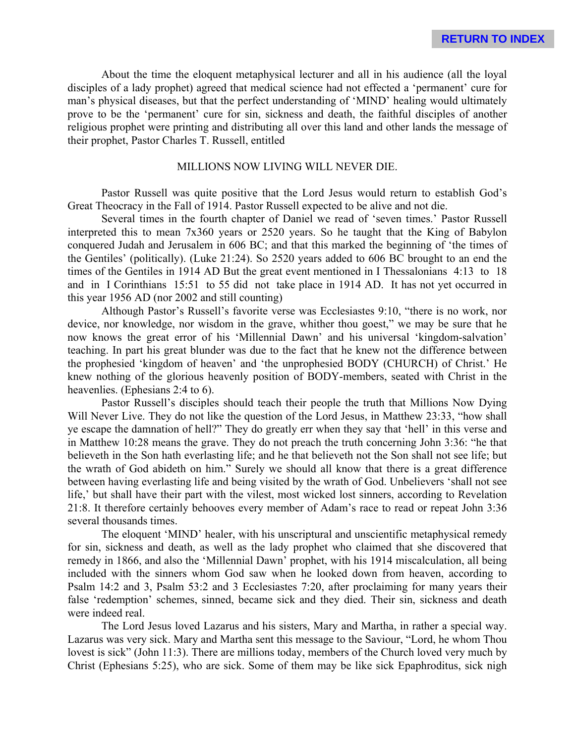About the time the eloquent metaphysical lecturer and all in his audience (all the loyal disciples of a lady prophet) agreed that medical science had not effected a 'permanent' cure for man's physical diseases, but that the perfect understanding of 'MIND' healing would ultimately prove to be the 'permanent' cure for sin, sickness and death, the faithful disciples of another religious prophet were printing and distributing all over this land and other lands the message of their prophet, Pastor Charles T. Russell, entitled

MILLIONS NOW LIVING WILL NEVER DIE.

Pastor Russell was quite positive that the Lord Jesus would return to establish God's Great Theocracy in the Fall of 1914. Pastor Russell expected to be alive and not die.

Several times in the fourth chapter of Daniel we read of 'seven times.' Pastor Russell interpreted this to mean 7x360 years or 2520 years. So he taught that the King of Babylon conquered Judah and Jerusalem in 606 BC; and that this marked the beginning of 'the times of the Gentiles' (politically). (Luke 21:24). So 2520 years added to 606 BC brought to an end the times of the Gentiles in 1914 AD But the great event mentioned in I Thessalonians 4:13 to 18 and in I Corinthians 15:51 to 55 did not take place in 1914 AD. It has not yet occurred in this year 1956 AD (nor 2002 and still counting)

Although Pastor's Russell's favorite verse was Ecclesiastes 9:10, "there is no work, nor device, nor knowledge, nor wisdom in the grave, whither thou goest," we may be sure that he now knows the great error of his 'Millennial Dawn' and his universal 'kingdom-salvation' teaching. In part his great blunder was due to the fact that he knew not the difference between the prophesied 'kingdom of heaven' and 'the unprophesied BODY (CHURCH) of Christ.' He knew nothing of the glorious heavenly position of BODY-members, seated with Christ in the heavenlies. (Ephesians 2:4 to 6).

Pastor Russell's disciples should teach their people the truth that Millions Now Dying Will Never Live. They do not like the question of the Lord Jesus, in Matthew 23:33, "how shall ye escape the damnation of hell?" They do greatly err when they say that 'hell' in this verse and in Matthew 10:28 means the grave. They do not preach the truth concerning John 3:36: "he that believeth in the Son hath everlasting life; and he that believeth not the Son shall not see life; but the wrath of God abideth on him." Surely we should all know that there is a great difference between having everlasting life and being visited by the wrath of God. Unbelievers 'shall not see life,' but shall have their part with the vilest, most wicked lost sinners, according to Revelation 21:8. It therefore certainly behooves every member of Adam's race to read or repeat John 3:36 several thousands times.

The eloquent 'MIND' healer, with his unscriptural and unscientific metaphysical remedy for sin, sickness and death, as well as the lady prophet who claimed that she discovered that remedy in 1866, and also the 'Millennial Dawn' prophet, with his 1914 miscalculation, all being included with the sinners whom God saw when he looked down from heaven, according to Psalm 14:2 and 3, Psalm 53:2 and 3 Ecclesiastes 7:20, after proclaiming for many years their false 'redemption' schemes, sinned, became sick and they died. Their sin, sickness and death were indeed real.

The Lord Jesus loved Lazarus and his sisters, Mary and Martha, in rather a special way. Lazarus was very sick. Mary and Martha sent this message to the Saviour, "Lord, he whom Thou lovest is sick" (John 11:3). There are millions today, members of the Church loved very much by Christ (Ephesians 5:25), who are sick. Some of them may be like sick Epaphroditus, sick nigh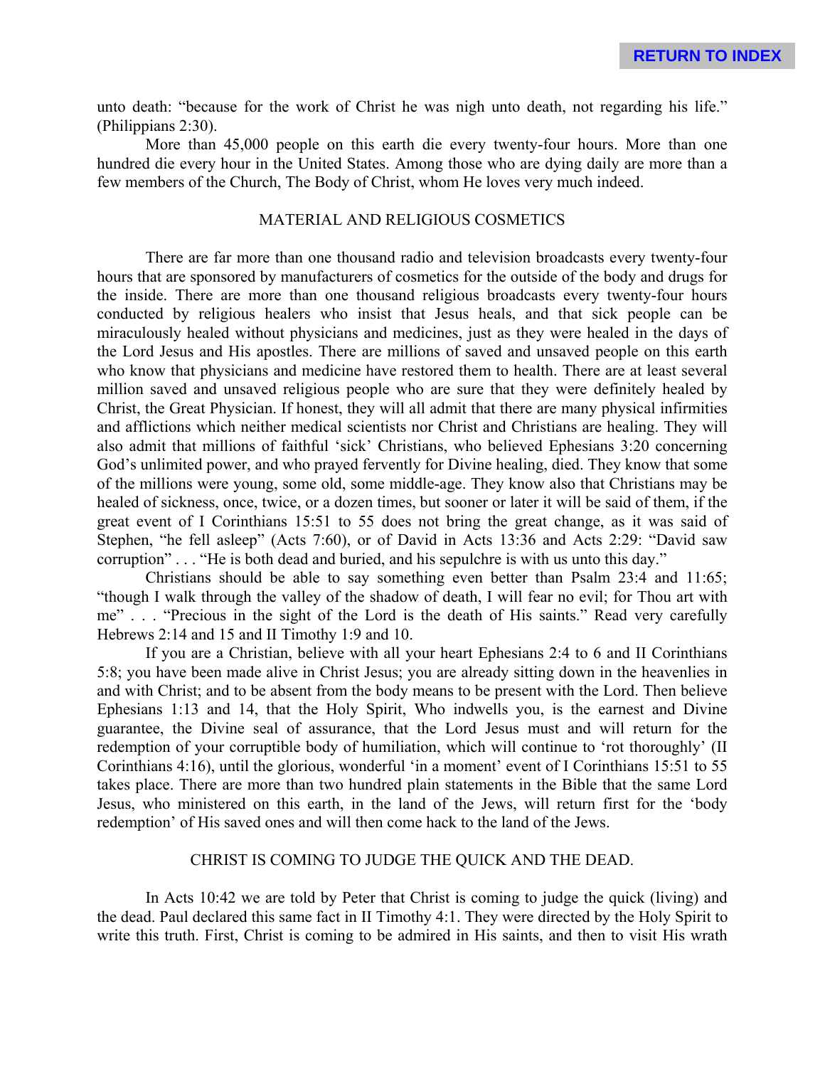unto death: "because for the work of Christ he was nigh unto death, not regarding his life." (Philippians 2:30).

More than 45,000 people on this earth die every twenty-four hours. More than one hundred die every hour in the United States. Among those who are dying daily are more than a few members of the Church, The Body of Christ, whom He loves very much indeed.

## MATERIAL AND RELIGIOUS COSMETICS

There are far more than one thousand radio and television broadcasts every twenty-four hours that are sponsored by manufacturers of cosmetics for the outside of the body and drugs for the inside. There are more than one thousand religious broadcasts every twenty-four hours conducted by religious healers who insist that Jesus heals, and that sick people can be miraculously healed without physicians and medicines, just as they were healed in the days of the Lord Jesus and His apostles. There are millions of saved and unsaved people on this earth who know that physicians and medicine have restored them to health. There are at least several million saved and unsaved religious people who are sure that they were definitely healed by Christ, the Great Physician. If honest, they will all admit that there are many physical infirmities and afflictions which neither medical scientists nor Christ and Christians are healing. They will also admit that millions of faithful 'sick' Christians, who believed Ephesians 3:20 concerning God's unlimited power, and who prayed fervently for Divine healing, died. They know that some of the millions were young, some old, some middle-age. They know also that Christians may be healed of sickness, once, twice, or a dozen times, but sooner or later it will be said of them, if the great event of I Corinthians 15:51 to 55 does not bring the great change, as it was said of Stephen, "he fell asleep" (Acts 7:60), or of David in Acts 13:36 and Acts 2:29: "David saw corruption" . . . "He is both dead and buried, and his sepulchre is with us unto this day."

Christians should be able to say something even better than Psalm 23:4 and 11:65; "though I walk through the valley of the shadow of death, I will fear no evil; for Thou art with me" . . . "Precious in the sight of the Lord is the death of His saints." Read very carefully Hebrews 2:14 and 15 and II Timothy 1:9 and 10.

If you are a Christian, believe with all your heart Ephesians 2:4 to 6 and II Corinthians 5:8; you have been made alive in Christ Jesus; you are already sitting down in the heavenlies in and with Christ; and to be absent from the body means to be present with the Lord. Then believe Ephesians 1:13 and 14, that the Holy Spirit, Who indwells you, is the earnest and Divine guarantee, the Divine seal of assurance, that the Lord Jesus must and will return for the redemption of your corruptible body of humiliation, which will continue to 'rot thoroughly' (II Corinthians 4:16), until the glorious, wonderful 'in a moment' event of I Corinthians 15:51 to 55 takes place. There are more than two hundred plain statements in the Bible that the same Lord Jesus, who ministered on this earth, in the land of the Jews, will return first for the 'body redemption' of His saved ones and will then come hack to the land of the Jews.

## CHRIST IS COMING TO JUDGE THE QUICK AND THE DEAD.

In Acts 10:42 we are told by Peter that Christ is coming to judge the quick (living) and the dead. Paul declared this same fact in II Timothy 4:1. They were directed by the Holy Spirit to write this truth. First, Christ is coming to be admired in His saints, and then to visit His wrath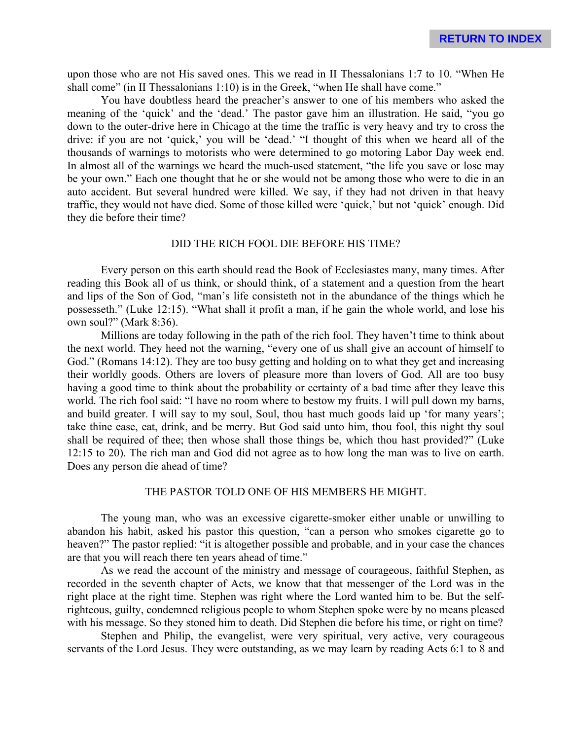upon those who are not His saved ones. This we read in II Thessalonians 1:7 to 10. "When He shall come" (in II Thessalonians 1:10) is in the Greek, "when He shall have come."

You have doubtless heard the preacher's answer to one of his members who asked the meaning of the 'quick' and the 'dead.' The pastor gave him an illustration. He said, "you go down to the outer-drive here in Chicago at the time the traffic is very heavy and try to cross the drive: if you are not 'quick,' you will be 'dead.' "I thought of this when we heard all of the thousands of warnings to motorists who were determined to go motoring Labor Day week end. In almost all of the warnings we heard the much-used statement, "the life you save or lose may be your own." Each one thought that he or she would not be among those who were to die in an auto accident. But several hundred were killed. We say, if they had not driven in that heavy traffic, they would not have died. Some of those killed were 'quick,' but not 'quick' enough. Did they die before their time?

## DID THE RICH FOOL DIE BEFORE HIS TIME?

Every person on this earth should read the Book of Ecclesiastes many, many times. After reading this Book all of us think, or should think, of a statement and a question from the heart and lips of the Son of God, "man's life consisteth not in the abundance of the things which he possesseth." (Luke 12:15). "What shall it profit a man, if he gain the whole world, and lose his own soul?" (Mark 8:36).

Millions are today following in the path of the rich fool. They haven't time to think about the next world. They heed not the warning, "every one of us shall give an account of himself to God." (Romans 14:12). They are too busy getting and holding on to what they get and increasing their worldly goods. Others are lovers of pleasure more than lovers of God. All are too busy having a good time to think about the probability or certainty of a bad time after they leave this world. The rich fool said: "I have no room where to bestow my fruits. I will pull down my barns, and build greater. I will say to my soul, Soul, thou hast much goods laid up 'for many years'; take thine ease, eat, drink, and be merry. But God said unto him, thou fool, this night thy soul shall be required of thee; then whose shall those things be, which thou hast provided?" (Luke 12:15 to 20). The rich man and God did not agree as to how long the man was to live on earth. Does any person die ahead of time?

## THE PASTOR TOLD ONE OF HIS MEMBERS HE MIGHT.

The young man, who was an excessive cigarette-smoker either unable or unwilling to abandon his habit, asked his pastor this question, "can a person who smokes cigarette go to heaven?" The pastor replied: "it is altogether possible and probable, and in your case the chances are that you will reach there ten years ahead of time."

As we read the account of the ministry and message of courageous, faithful Stephen, as recorded in the seventh chapter of Acts, we know that that messenger of the Lord was in the right place at the right time. Stephen was right where the Lord wanted him to be. But the self-righteous, guilty, condemned religious people to whom Stephen spoke were by no means pleased with his message. So they stoned him to death. Did Stephen die before his time, or right on time?

Stephen and Philip, the evangelist, were very spiritual, very active, very courageous servants of the Lord Jesus. They were outstanding, as we may learn by reading Acts 6:1 to 8 and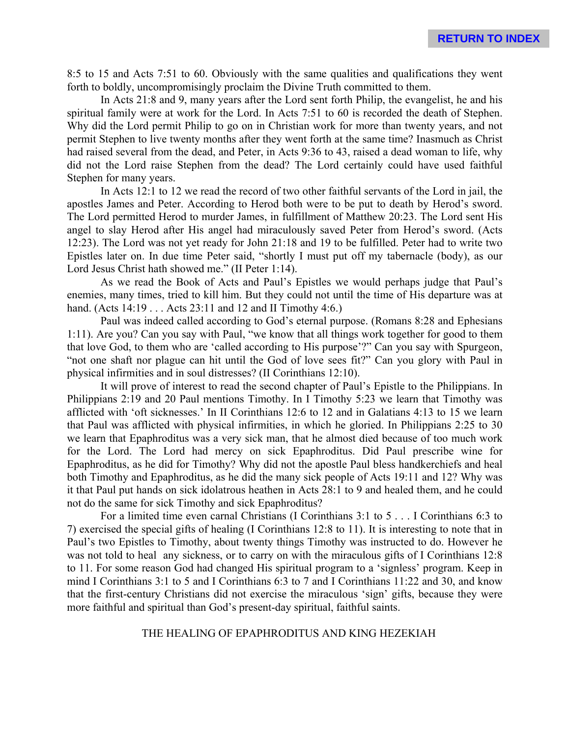8:5 to 15 and Acts 7:51 to 60. Obviously with the same qualities and qualifications they went forth to boldly, uncompromisingly proclaim the Divine Truth committed to them.

In Acts 21:8 and 9, many years after the Lord sent forth Philip, the evangelist, he and his spiritual family were at work for the Lord. In Acts 7:51 to 60 is recorded the death of Stephen. Why did the Lord permit Philip to go on in Christian work for more than twenty years, and not permit Stephen to live twenty months after they went forth at the same time? Inasmuch as Christ had raised several from the dead, and Peter, in Acts 9:36 to 43, raised a dead woman to life, why did not the Lord raise Stephen from the dead? The Lord certainly could have used faithful Stephen for many years.

In Acts 12:1 to 12 we read the record of two other faithful servants of the Lord in jail, the apostles James and Peter. According to Herod both were to be put to death by Herod's sword. The Lord permitted Herod to murder James, in fulfillment of Matthew 20:23. The Lord sent His angel to slay Herod after His angel had miraculously saved Peter from Herod's sword. (Acts 12:23). The Lord was not yet ready for John 21:18 and 19 to be fulfilled. Peter had to write two Epistles later on. In due time Peter said, "shortly I must put off my tabernacle (body), as our Lord Jesus Christ hath showed me." (II Peter 1:14).

As we read the Book of Acts and Paul's Epistles we would perhaps judge that Paul's enemies, many times, tried to kill him. But they could not until the time of His departure was at hand. (Acts 14:19 . . . Acts 23:11 and 12 and II Timothy 4:6.)

Paul was indeed called according to God's eternal purpose. (Romans 8:28 and Ephesians 1:11). Are you? Can you say with Paul, "we know that all things work together for good to them that love God, to them who are 'called according to His purpose'?" Can you say with Spurgeon, "not one shaft nor plague can hit until the God of love sees fit?" Can you glory with Paul in physical infirmities and in soul distresses? (II Corinthians 12:10).

It will prove of interest to read the second chapter of Paul's Epistle to the Philippians. In Philippians 2:19 and 20 Paul mentions Timothy. In I Timothy 5:23 we learn that Timothy was afflicted with 'oft sicknesses.' In II Corinthians 12:6 to 12 and in Galatians 4:13 to 15 we learn that Paul was afflicted with physical infirmities, in which he gloried. In Philippians 2:25 to 30 we learn that Epaphroditus was a very sick man, that he almost died because of too much work for the Lord. The Lord had mercy on sick Epaphroditus. Did Paul prescribe wine for Epaphroditus, as he did for Timothy? Why did not the apostle Paul bless handkerchiefs and heal both Timothy and Epaphroditus, as he did the many sick people of Acts 19:11 and 12? Why was it that Paul put hands on sick idolatrous heathen in Acts 28:1 to 9 and healed them, and he could not do the same for sick Timothy and sick Epaphroditus?

For a limited time even carnal Christians (I Corinthians 3:1 to 5 . . . I Corinthians 6:3 to 7) exercised the special gifts of healing (I Corinthians 12:8 to 11). It is interesting to note that in Paul's two Epistles to Timothy, about twenty things Timothy was instructed to do. However he was not told to heal any sickness, or to carry on with the miraculous gifts of I Corinthians 12:8 to 11. For some reason God had changed His spiritual program to a 'signless' program. Keep in mind I Corinthians 3:1 to 5 and I Corinthians 6:3 to 7 and I Corinthians 11:22 and 30, and know that the first-century Christians did not exercise the miraculous 'sign' gifts, because they were more faithful and spiritual than God's present-day spiritual, faithful saints.

## THE HEALING OF EPAPHRODITUS AND KING HEZEKIAH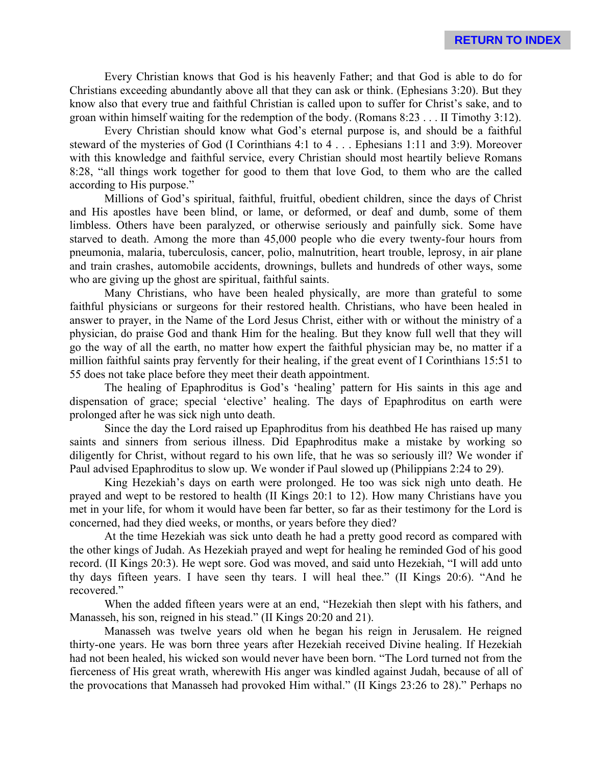Every Christian knows that God is his heavenly Father; and that God is able to do for Christians exceeding abundantly above all that they can ask or think. (Ephesians 3:20). But they know also that every true and faithful Christian is called upon to suffer for Christ's sake, and to groan within himself waiting for the redemption of the body. (Romans 8:23 . . . II Timothy 3:12).

Every Christian should know what God's eternal purpose is, and should be a faithful steward of the mysteries of God (I Corinthians 4:1 to 4 . . . Ephesians 1:11 and 3:9). Moreover with this knowledge and faithful service, every Christian should most heartily believe Romans 8:28, "all things work together for good to them that love God, to them who are the called according to His purpose."

Millions of God's spiritual, faithful, fruitful, obedient children, since the days of Christ and His apostles have been blind, or lame, or deformed, or deaf and dumb, some of them limbless. Others have been paralyzed, or otherwise seriously and painfully sick. Some have starved to death. Among the more than 45,000 people who die every twenty-four hours from pneumonia, malaria, tuberculosis, cancer, polio, malnutrition, heart trouble, leprosy, in air plane and train crashes, automobile accidents, drownings, bullets and hundreds of other ways, some who are giving up the ghost are spiritual, faithful saints.

Many Christians, who have been healed physically, are more than grateful to some faithful physicians or surgeons for their restored health. Christians, who have been healed in answer to prayer, in the Name of the Lord Jesus Christ, either with or without the ministry of a physician, do praise God and thank Him for the healing. But they know full well that they will go the way of all the earth, no matter how expert the faithful physician may be, no matter if a million faithful saints pray fervently for their healing, if the great event of I Corinthians 15:51 to 55 does not take place before they meet their death appointment.

The healing of Epaphroditus is God's 'healing' pattern for His saints in this age and dispensation of grace; special 'elective' healing. The days of Epaphroditus on earth were prolonged after he was sick nigh unto death.

Since the day the Lord raised up Epaphroditus from his deathbed He has raised up many saints and sinners from serious illness. Did Epaphroditus make a mistake by working so diligently for Christ, without regard to his own life, that he was so seriously ill? We wonder if Paul advised Epaphroditus to slow up. We wonder if Paul slowed up (Philippians 2:24 to 29).

King Hezekiah's days on earth were prolonged. He too was sick nigh unto death. He prayed and wept to be restored to health (II Kings 20:1 to 12). How many Christians have you met in your life, for whom it would have been far better, so far as their testimony for the Lord is concerned, had they died weeks, or months, or years before they died?

At the time Hezekiah was sick unto death he had a pretty good record as compared with the other kings of Judah. As Hezekiah prayed and wept for healing he reminded God of his good record. (II Kings 20:3). He wept sore. God was moved, and said unto Hezekiah, "I will add unto thy days fifteen years. I have seen thy tears. I will heal thee." (II Kings 20:6). "And he recovered."

When the added fifteen years were at an end, "Hezekiah then slept with his fathers, and Manasseh, his son, reigned in his stead." (II Kings 20:20 and 21).

Manasseh was twelve years old when he began his reign in Jerusalem. He reigned thirty-one years. He was born three years after Hezekiah received Divine healing. If Hezekiah had not been healed, his wicked son would never have been born. "The Lord turned not from the fierceness of His great wrath, wherewith His anger was kindled against Judah, because of all of the provocations that Manasseh had provoked Him withal." (II Kings 23:26 to 28)." Perhaps no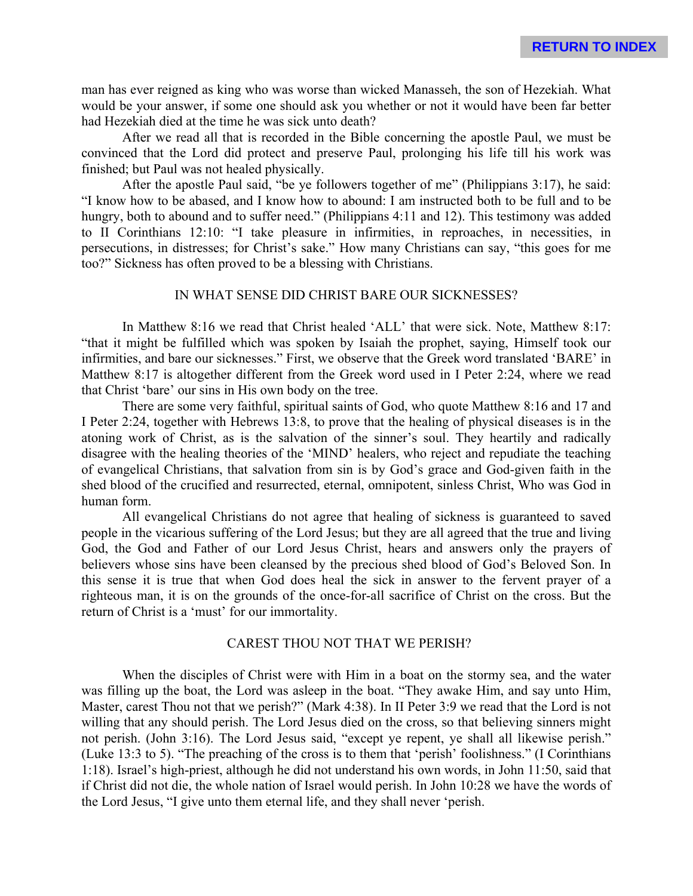man has ever reigned as king who was worse than wicked Manasseh, the son of Hezekiah. What would be your answer, if some one should ask you whether or not it would have been far better had Hezekiah died at the time he was sick unto death?

After we read all that is recorded in the Bible concerning the apostle Paul, we must be convinced that the Lord did protect and preserve Paul, prolonging his life till his work was finished; but Paul was not healed physically.

After the apostle Paul said, "be ye followers together of me" (Philippians 3:17), he said: "I know how to be abased, and I know how to abound: I am instructed both to be full and to be hungry, both to abound and to suffer need." (Philippians 4:11 and 12). This testimony was added to II Corinthians 12:10: "I take pleasure in infirmities, in reproaches, in necessities, in persecutions, in distresses; for Christ's sake." How many Christians can say, "this goes for me too?" Sickness has often proved to be a blessing with Christians.

## IN WHAT SENSE DID CHRIST BARE OUR SICKNESSES?

In Matthew 8:16 we read that Christ healed 'ALL' that were sick. Note, Matthew 8:17: "that it might be fulfilled which was spoken by Isaiah the prophet, saying, Himself took our infirmities, and bare our sicknesses." First, we observe that the Greek word translated 'BARE' in Matthew 8:17 is altogether different from the Greek word used in I Peter 2:24, where we read that Christ 'bare' our sins in His own body on the tree.

There are some very faithful, spiritual saints of God, who quote Matthew 8:16 and 17 and I Peter 2:24, together with Hebrews 13:8, to prove that the healing of physical diseases is in the atoning work of Christ, as is the salvation of the sinner's soul. They heartily and radically disagree with the healing theories of the 'MIND' healers, who reject and repudiate the teaching of evangelical Christians, that salvation from sin is by God's grace and God-given faith in the shed blood of the crucified and resurrected, eternal, omnipotent, sinless Christ, Who was God in human form.

All evangelical Christians do not agree that healing of sickness is guaranteed to saved people in the vicarious suffering of the Lord Jesus; but they are all agreed that the true and living God, the God and Father of our Lord Jesus Christ, hears and answers only the prayers of believers whose sins have been cleansed by the precious shed blood of God's Beloved Son. In this sense it is true that when God does heal the sick in answer to the fervent prayer of a righteous man, it is on the grounds of the once-for-all sacrifice of Christ on the cross. But the return of Christ is a 'must' for our immortality.

## CAREST THOU NOT THAT WE PERISH?

When the disciples of Christ were with Him in a boat on the stormy sea, and the water was filling up the boat, the Lord was asleep in the boat. "They awake Him, and say unto Him, Master, carest Thou not that we perish?" (Mark 4:38). In II Peter 3:9 we read that the Lord is not willing that any should perish. The Lord Jesus died on the cross, so that believing sinners might not perish. (John 3:16). The Lord Jesus said, "except ye repent, ye shall all likewise perish." (Luke 13:3 to 5). "The preaching of the cross is to them that 'perish' foolishness." (I Corinthians 1:18). Israel's high-priest, although he did not understand his own words, in John 11:50, said that if Christ did not die, the whole nation of Israel would perish. In John 10:28 we have the words of the Lord Jesus, "I give unto them eternal life, and they shall never 'perish.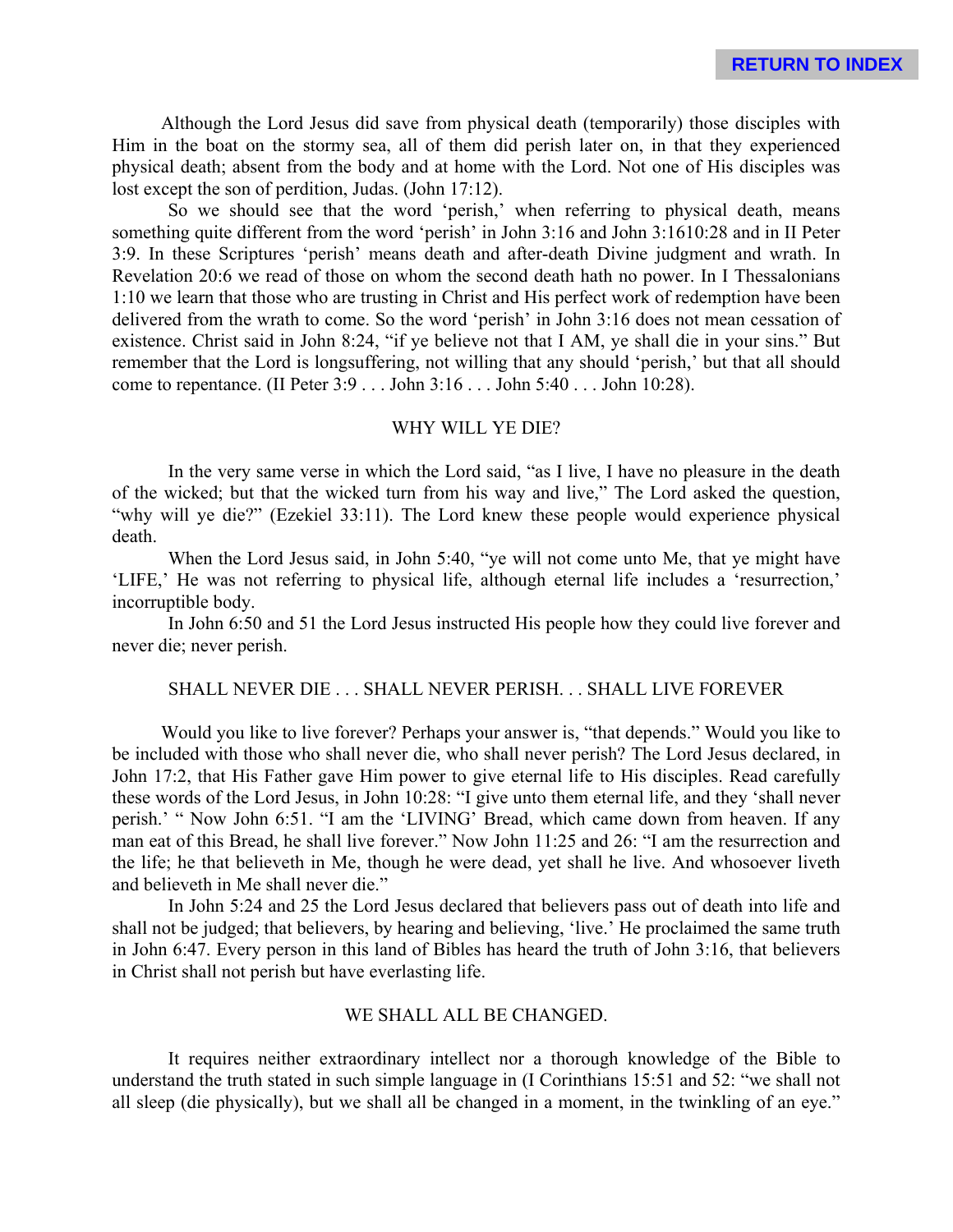Although the Lord Jesus did save from physical death (temporarily) those disciples with Him in the boat on the stormy sea, all of them did perish later on, in that they experienced physical death; absent from the body and at home with the Lord. Not one of His disciples was lost except the son of perdition, Judas. (John 17:12).

So we should see that the word 'perish,' when referring to physical death, means something quite different from the word 'perish' in John 3:16 and John 3:1610:28 and in II Peter 3:9. In these Scriptures 'perish' means death and after-death Divine judgment and wrath. In Revelation 20:6 we read of those on whom the second death hath no power. In I Thessalonians 1:10 we learn that those who are trusting in Christ and His perfect work of redemption have been delivered from the wrath to come. So the word 'perish' in John 3:16 does not mean cessation of existence. Christ said in John 8:24, "if ye believe not that I AM, ye shall die in your sins." But remember that the Lord is longsuffering, not willing that any should 'perish,' but that all should come to repentance. (II Peter 3:9 . . . John 3:16 . . . John 5:40 . . . John 10:28).

## WHY WILL YE DIE?

In the very same verse in which the Lord said, "as I live, I have no pleasure in the death of the wicked; but that the wicked turn from his way and live," The Lord asked the question, "why will ye die?" (Ezekiel 33:11). The Lord knew these people would experience physical death.

When the Lord Jesus said, in John 5:40, "ye will not come unto Me, that ye might have 'LIFE,' He was not referring to physical life, although eternal life includes a 'resurrection,' incorruptible body.

In John 6:50 and 51 the Lord Jesus instructed His people how they could live forever and never die; never perish.

## SHALL NEVER DIE . . . SHALL NEVER PERISH. . . SHALL LIVE FOREVER

Would you like to live forever? Perhaps your answer is, "that depends." Would you like to be included with those who shall never die, who shall never perish? The Lord Jesus declared, in John 17:2, that His Father gave Him power to give eternal life to His disciples. Read carefully these words of the Lord Jesus, in John 10:28: "I give unto them eternal life, and they 'shall never perish.' " Now John 6:51. "I am the 'LIVING' Bread, which came down from heaven. If any man eat of this Bread, he shall live forever." Now John 11:25 and 26: "I am the resurrection and the life; he that believeth in Me, though he were dead, yet shall he live. And whosoever liveth and believeth in Me shall never die."

In John 5:24 and 25 the Lord Jesus declared that believers pass out of death into life and shall not be judged; that believers, by hearing and believing, 'live.' He proclaimed the same truth in John 6:47. Every person in this land of Bibles has heard the truth of John 3:16, that believers in Christ shall not perish but have everlasting life.

## WE SHALL ALL BE CHANGED.

It requires neither extraordinary intellect nor a thorough knowledge of the Bible to understand the truth stated in such simple language in (I Corinthians 15:51 and 52: "we shall not all sleep (die physically), but we shall all be changed in a moment, in the twinkling of an eye."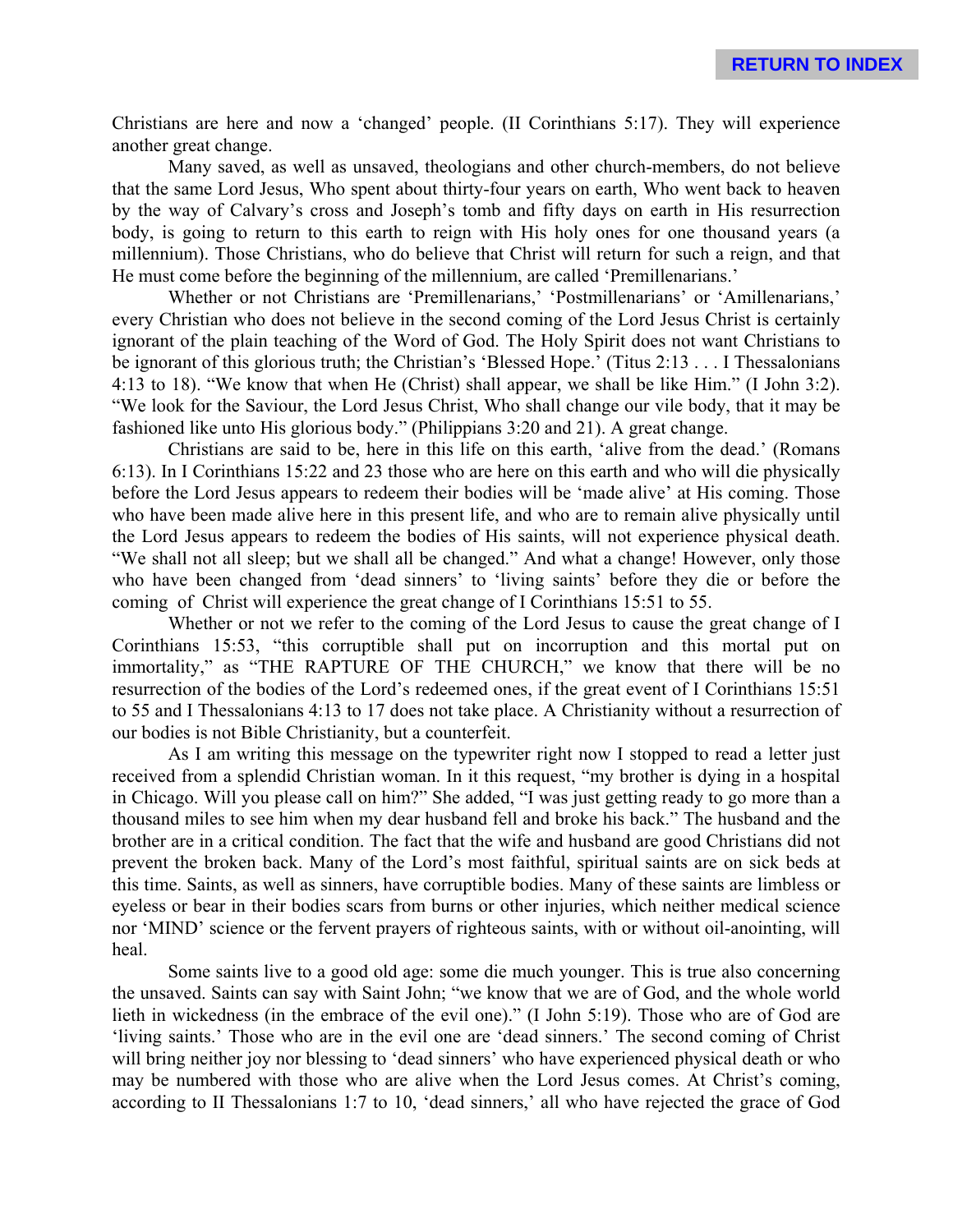Christians are here and now a 'changed' people. (II Corinthians 5:17). They will experience another great change.

Many saved, as well as unsaved, theologians and other church-members, do not believe that the same Lord Jesus, Who spent about thirty-four years on earth, Who went back to heaven by the way of Calvary's cross and Joseph's tomb and fifty days on earth in His resurrection body, is going to return to this earth to reign with His holy ones for one thousand years (a millennium). Those Christians, who do believe that Christ will return for such a reign, and that He must come before the beginning of the millennium, are called 'Premillenarians.'

Whether or not Christians are 'Premillenarians,' 'Postmillenarians' or 'Amillenarians,' every Christian who does not believe in the second coming of the Lord Jesus Christ is certainly ignorant of the plain teaching of the Word of God. The Holy Spirit does not want Christians to be ignorant of this glorious truth; the Christian's 'Blessed Hope.' (Titus 2:13 . . . I Thessalonians 4:13 to 18). "We know that when He (Christ) shall appear, we shall be like Him." (I John 3:2). "We look for the Saviour, the Lord Jesus Christ, Who shall change our vile body, that it may be fashioned like unto His glorious body." (Philippians 3:20 and 21). A great change.

Christians are said to be, here in this life on this earth, 'alive from the dead.' (Romans 6:13). In I Corinthians 15:22 and 23 those who are here on this earth and who will die physically before the Lord Jesus appears to redeem their bodies will be 'made alive' at His coming. Those who have been made alive here in this present life, and who are to remain alive physically until the Lord Jesus appears to redeem the bodies of His saints, will not experience physical death. "We shall not all sleep; but we shall all be changed." And what a change! However, only those who have been changed from 'dead sinners' to 'living saints' before they die or before the coming of Christ will experience the great change of I Corinthians 15:51 to 55.

Whether or not we refer to the coming of the Lord Jesus to cause the great change of I Corinthians 15:53, "this corruptible shall put on incorruption and this mortal put on immortality," as "THE RAPTURE OF THE CHURCH," we know that there will be no resurrection of the bodies of the Lord's redeemed ones, if the great event of I Corinthians 15:51 to 55 and I Thessalonians 4:13 to 17 does not take place. A Christianity without a resurrection of our bodies is not Bible Christianity, but a counterfeit.

As I am writing this message on the typewriter right now I stopped to read a letter just received from a splendid Christian woman. In it this request, "my brother is dying in a hospital in Chicago. Will you please call on him?" She added, "I was just getting ready to go more than a thousand miles to see him when my dear husband fell and broke his back." The husband and the brother are in a critical condition. The fact that the wife and husband are good Christians did not prevent the broken back. Many of the Lord's most faithful, spiritual saints are on sick beds at this time. Saints, as well as sinners, have corruptible bodies. Many of these saints are limbless or eyeless or bear in their bodies scars from burns or other injuries, which neither medical science nor 'MIND' science or the fervent prayers of righteous saints, with or without oil-anointing, will heal.

Some saints live to a good old age: some die much younger. This is true also concerning the unsaved. Saints can say with Saint John; "we know that we are of God, and the whole world lieth in wickedness (in the embrace of the evil one)." (I John 5:19). Those who are of God are 'living saints.' Those who are in the evil one are 'dead sinners.' The second coming of Christ will bring neither joy nor blessing to 'dead sinners' who have experienced physical death or who may be numbered with those who are alive when the Lord Jesus comes. At Christ's coming, according to II Thessalonians 1:7 to 10, 'dead sinners,' all who have rejected the grace of God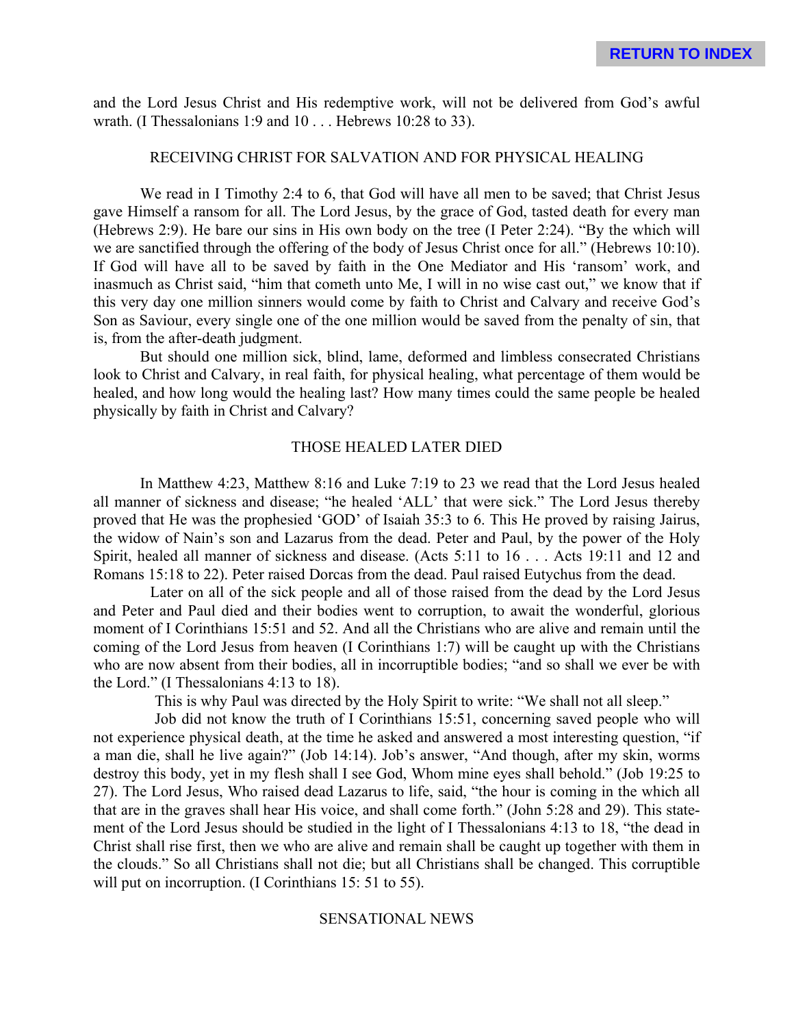and the Lord Jesus Christ and His redemptive work, will not be delivered from God's awful wrath. (I Thessalonians 1:9 and 10 . . . Hebrews 10:28 to 33).

## RECEIVING CHRIST FOR SALVATION AND FOR PHYSICAL HEALING

We read in I Timothy 2:4 to 6, that God will have all men to be saved; that Christ Jesus gave Himself a ransom for all. The Lord Jesus, by the grace of God, tasted death for every man (Hebrews 2:9). He bare our sins in His own body on the tree (I Peter 2:24). "By the which will we are sanctified through the offering of the body of Jesus Christ once for all." (Hebrews 10:10). If God will have all to be saved by faith in the One Mediator and His 'ransom' work, and inasmuch as Christ said, "him that cometh unto Me, I will in no wise cast out," we know that if this very day one million sinners would come by faith to Christ and Calvary and receive God's Son as Saviour, every single one of the one million would be saved from the penalty of sin, that is, from the after-death judgment.

But should one million sick, blind, lame, deformed and limbless consecrated Christians look to Christ and Calvary, in real faith, for physical healing, what percentage of them would be healed, and how long would the healing last? How many times could the same people be healed physically by faith in Christ and Calvary?

## THOSE HEALED LATER DIED

In Matthew 4:23, Matthew 8:16 and Luke 7:19 to 23 we read that the Lord Jesus healed all manner of sickness and disease; "he healed 'ALL' that were sick." The Lord Jesus thereby proved that He was the prophesied 'GOD' of Isaiah 35:3 to 6. This He proved by raising Jairus, the widow of Nain's son and Lazarus from the dead. Peter and Paul, by the power of the Holy Spirit, healed all manner of sickness and disease. (Acts 5:11 to 16 . . . Acts 19:11 and 12 and Romans 15:18 to 22). Peter raised Dorcas from the dead. Paul raised Eutychus from the dead.

Later on all of the sick people and all of those raised from the dead by the Lord Jesus and Peter and Paul died and their bodies went to corruption, to await the wonderful, glorious moment of I Corinthians 15:51 and 52. And all the Christians who are alive and remain until the coming of the Lord Jesus from heaven (I Corinthians 1:7) will be caught up with the Christians who are now absent from their bodies, all in incorruptible bodies; "and so shall we ever be with the Lord." (I Thessalonians 4:13 to 18).

This is why Paul was directed by the Holy Spirit to write: "We shall not all sleep."

Job did not know the truth of I Corinthians 15:51, concerning saved people who will not experience physical death, at the time he asked and answered a most interesting question, "if a man die, shall he live again?" (Job 14:14). Job's answer, "And though, after my skin, worms destroy this body, yet in my flesh shall I see God, Whom mine eyes shall behold." (Job 19:25 to 27). The Lord Jesus, Who raised dead Lazarus to life, said, "the hour is coming in the which all that are in the graves shall hear His voice, and shall come forth." (John 5:28 and 29). This statement of the Lord Jesus should be studied in the light of I Thessalonians 4:13 to 18, "the dead in Christ shall rise first, then we who are alive and remain shall be caught up together with them in the clouds." So all Christians shall not die; but all Christians shall be changed. This corruptible will put on incorruption. (I Corinthians 15: 51 to 55).

## SENSATIONAL NEWS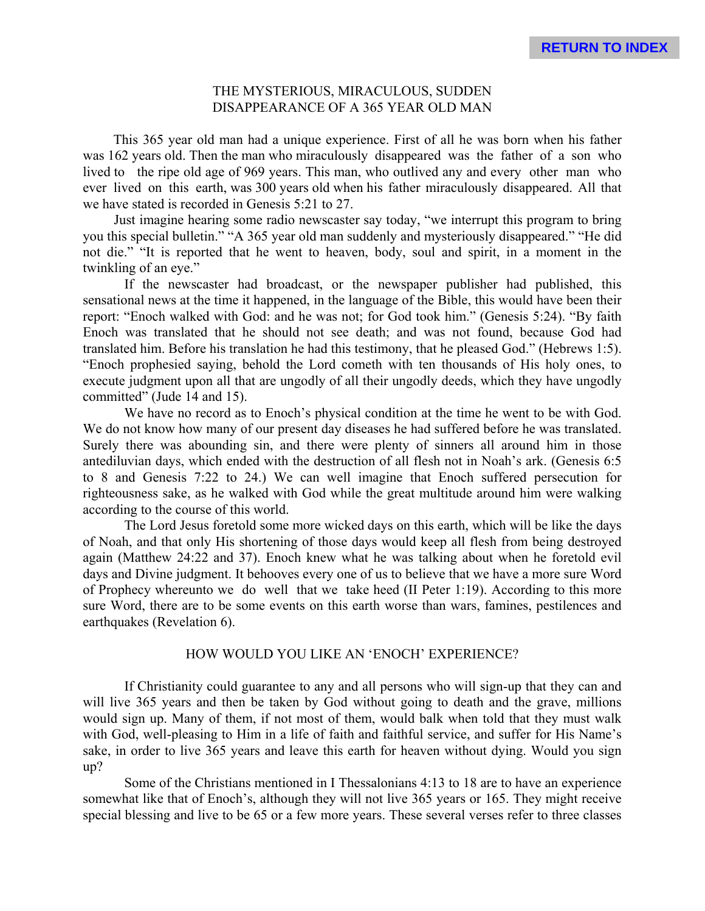## THE MYSTERIOUS, MIRACULOUS, SUDDEN DISAPPEARANCE OF A 365 YEAR OLD MAN

This 365 year old man had a unique experience. First of all he was born when his father was 162 years old. Then the man who miraculously disappeared was the father of a son who lived to the ripe old age of 969 years. This man, who outlived any and every other man who ever lived on this earth, was 300 years old when his father miraculously disappeared. All that we have stated is recorded in Genesis 5:21 to 27.

Just imagine hearing some radio newscaster say today, "we interrupt this program to bring you this special bulletin." "A 365 year old man suddenly and mysteriously disappeared." "He did not die." "It is reported that he went to heaven, body, soul and spirit, in a moment in the twinkling of an eye."

If the newscaster had broadcast, or the newspaper publisher had published, this sensational news at the time it happened, in the language of the Bible, this would have been their report: "Enoch walked with God: and he was not; for God took him." (Genesis 5:24). "By faith Enoch was translated that he should not see death; and was not found, because God had translated him. Before his translation he had this testimony, that he pleased God." (Hebrews 1:5). "Enoch prophesied saying, behold the Lord cometh with ten thousands of His holy ones, to execute judgment upon all that are ungodly of all their ungodly deeds, which they have ungodly committed" (Jude 14 and 15).

We have no record as to Enoch's physical condition at the time he went to be with God. We do not know how many of our present day diseases he had suffered before he was translated. Surely there was abounding sin, and there were plenty of sinners all around him in those antediluvian days, which ended with the destruction of all flesh not in Noah's ark. (Genesis 6:5 to 8 and Genesis 7:22 to 24.) We can well imagine that Enoch suffered persecution for righteousness sake, as he walked with God while the great multitude around him were walking according to the course of this world.

The Lord Jesus foretold some more wicked days on this earth, which will be like the days of Noah, and that only His shortening of those days would keep all flesh from being destroyed again (Matthew 24:22 and 37). Enoch knew what he was talking about when he foretold evil days and Divine judgment. It behooves every one of us to believe that we have a more sure Word of Prophecy whereunto we do well that we take heed (II Peter 1:19). According to this more sure Word, there are to be some events on this earth worse than wars, famines, pestilences and earthquakes (Revelation 6).

## HOW WOULD YOU LIKE AN 'ENOCH' EXPERIENCE?

If Christianity could guarantee to any and all persons who will sign-up that they can and will live 365 years and then be taken by God without going to death and the grave, millions would sign up. Many of them, if not most of them, would balk when told that they must walk with God, well-pleasing to Him in a life of faith and faithful service, and suffer for His Name's sake, in order to live 365 years and leave this earth for heaven without dying. Would you sign up?

Some of the Christians mentioned in I Thessalonians 4:13 to 18 are to have an experience somewhat like that of Enoch's, although they will not live 365 years or 165. They might receive special blessing and live to be 65 or a few more years. These several verses refer to three classes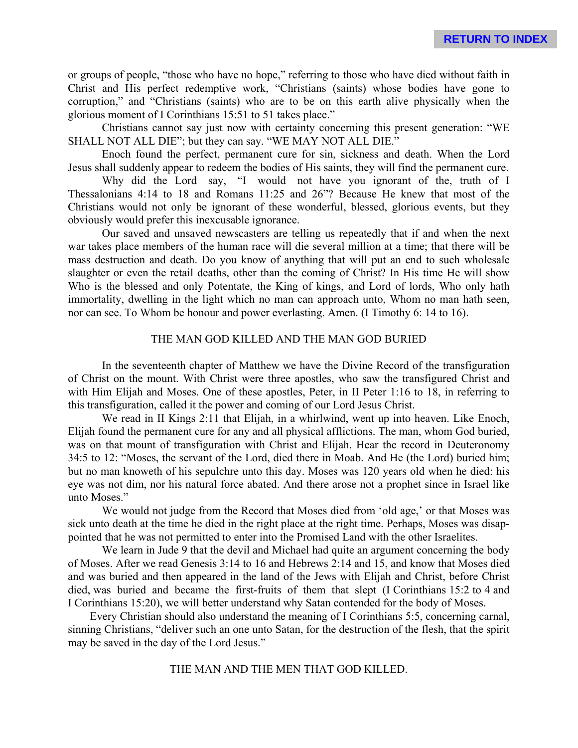or groups of people, "those who have no hope," referring to those who have died without faith in Christ and His perfect redemptive work, "Christians (saints) whose bodies have gone to corruption," and "Christians (saints) who are to be on this earth alive physically when the glorious moment of I Corinthians 15:51 to 51 takes place."

Christians cannot say just now with certainty concerning this present generation: "WE SHALL NOT ALL DIE"; but they can say. "WE MAY NOT ALL DIE."

Enoch found the perfect, permanent cure for sin, sickness and death. When the Lord Jesus shall suddenly appear to redeem the bodies of His saints, they will find the permanent cure.

Why did the Lord say, "I would not have you ignorant of the, truth of I Thessalonians 4:14 to 18 and Romans 11:25 and 26"? Because He knew that most of the Christians would not only be ignorant of these wonderful, blessed, glorious events, but they obviously would prefer this inexcusable ignorance.

Our saved and unsaved newscasters are telling us repeatedly that if and when the next war takes place members of the human race will die several million at a time; that there will be mass destruction and death. Do you know of anything that will put an end to such wholesale slaughter or even the retail deaths, other than the coming of Christ? In His time He will show Who is the blessed and only Potentate, the King of kings, and Lord of lords, Who only hath immortality, dwelling in the light which no man can approach unto, Whom no man hath seen, nor can see. To Whom be honour and power everlasting. Amen. (I Timothy 6: 14 to 16).

## THE MAN GOD KILLED AND THE MAN GOD BURIED

In the seventeenth chapter of Matthew we have the Divine Record of the transfiguration of Christ on the mount. With Christ were three apostles, who saw the transfigured Christ and with Him Elijah and Moses. One of these apostles, Peter, in II Peter 1:16 to 18, in referring to this transfiguration, called it the power and coming of our Lord Jesus Christ.

We read in II Kings 2:11 that Elijah, in a whirlwind, went up into heaven. Like Enoch, Elijah found the permanent cure for any and all physical afflictions. The man, whom God buried, was on that mount of transfiguration with Christ and Elijah. Hear the record in Deuteronomy 34:5 to 12: "Moses, the servant of the Lord, died there in Moab. And He (the Lord) buried him; but no man knoweth of his sepulchre unto this day. Moses was 120 years old when he died: his eye was not dim, nor his natural force abated. And there arose not a prophet since in Israel like unto Moses."

We would not judge from the Record that Moses died from 'old age,' or that Moses was sick unto death at the time he died in the right place at the right time. Perhaps, Moses was disappointed that he was not permitted to enter into the Promised Land with the other Israelites.

We learn in Jude 9 that the devil and Michael had quite an argument concerning the body of Moses. After we read Genesis 3:14 to 16 and Hebrews 2:14 and 15, and know that Moses died and was buried and then appeared in the land of the Jews with Elijah and Christ, before Christ died, was buried and became the first-fruits of them that slept (I Corinthians 15:2 to 4 and I Corinthians 15:20), we will better understand why Satan contended for the body of Moses.

Every Christian should also understand the meaning of I Corinthians 5:5, concerning carnal, sinning Christians, "deliver such an one unto Satan, for the destruction of the flesh, that the spirit may be saved in the day of the Lord Jesus."

## THE MAN AND THE MEN THAT GOD KILLED.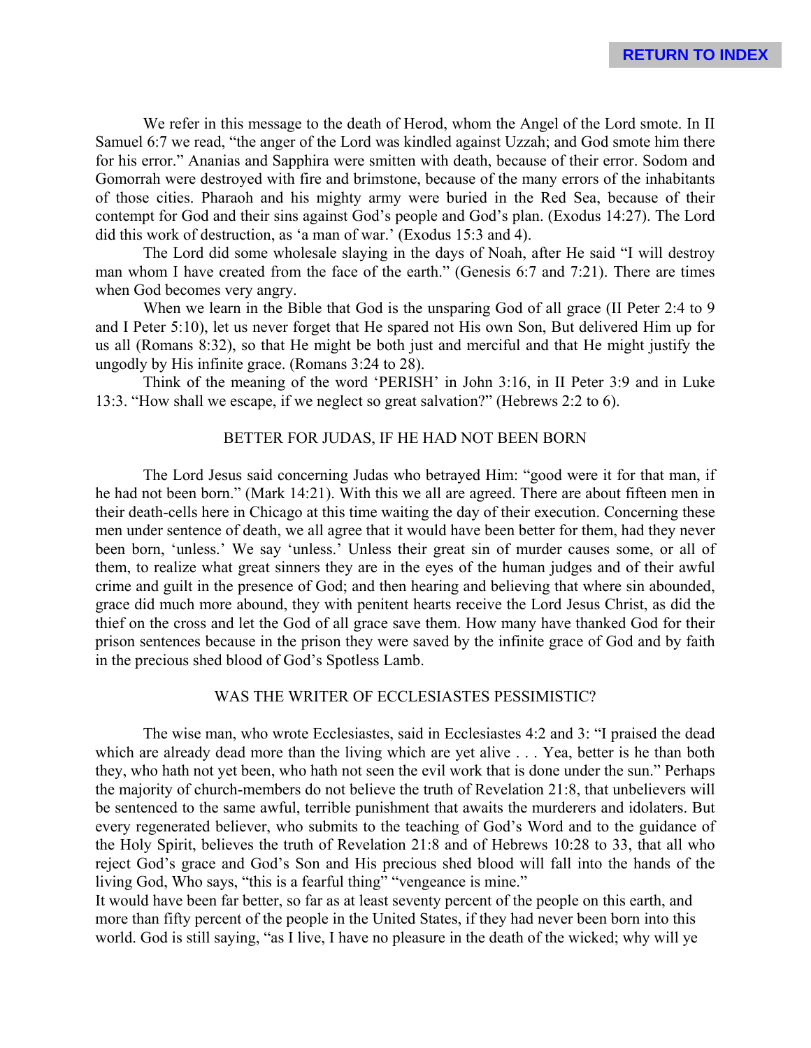We refer in this message to the death of Herod, whom the Angel of the Lord smote. In II Samuel 6:7 we read, "the anger of the Lord was kindled against Uzzah; and God smote him there for his error." Ananias and Sapphira were smitten with death, because of their error. Sodom and Gomorrah were destroyed with fire and brimstone, because of the many errors of the inhabitants of those cities. Pharaoh and his mighty army were buried in the Red Sea, because of their contempt for God and their sins against God's people and God's plan. (Exodus 14:27). The Lord did this work of destruction, as 'a man of war.' (Exodus 15:3 and 4).

The Lord did some wholesale slaying in the days of Noah, after He said "I will destroy man whom I have created from the face of the earth." (Genesis 6:7 and 7:21). There are times when God becomes very angry.

When we learn in the Bible that God is the unsparing God of all grace (II Peter 2:4 to 9 and I Peter 5:10), let us never forget that He spared not His own Son, But delivered Him up for us all (Romans 8:32), so that He might be both just and merciful and that He might justify the ungodly by His infinite grace. (Romans 3:24 to 28).

Think of the meaning of the word 'PERISH' in John 3:16, in II Peter 3:9 and in Luke 13:3. "How shall we escape, if we neglect so great salvation?" (Hebrews 2:2 to 6).

## BETTER FOR JUDAS, IF HE HAD NOT BEEN BORN

The Lord Jesus said concerning Judas who betrayed Him: "good were it for that man, if he had not been born." (Mark 14:21). With this we all are agreed. There are about fifteen men in their death-cells here in Chicago at this time waiting the day of their execution. Concerning these men under sentence of death, we all agree that it would have been better for them, had they never been born, 'unless.' We say 'unless.' Unless their great sin of murder causes some, or all of them, to realize what great sinners they are in the eyes of the human judges and of their awful crime and guilt in the presence of God; and then hearing and believing that where sin abounded, grace did much more abound, they with penitent hearts receive the Lord Jesus Christ, as did the thief on the cross and let the God of all grace save them. How many have thanked God for their prison sentences because in the prison they were saved by the infinite grace of God and by faith in the precious shed blood of God's Spotless Lamb.

## WAS THE WRITER OF ECCLESIASTES PESSIMISTIC?

The wise man, who wrote Ecclesiastes, said in Ecclesiastes 4:2 and 3: "I praised the dead which are already dead more than the living which are yet alive . . . Yea, better is he than both they, who hath not yet been, who hath not seen the evil work that is done under the sun." Perhaps the majority of church-members do not believe the truth of Revelation 21:8, that unbelievers will be sentenced to the same awful, terrible punishment that awaits the murderers and idolaters. But every regenerated believer, who submits to the teaching of God's Word and to the guidance of the Holy Spirit, believes the truth of Revelation 21:8 and of Hebrews 10:28 to 33, that all who reject God's grace and God's Son and His precious shed blood will fall into the hands of the living God, Who says, "this is a fearful thing" "vengeance is mine."

It would have been far better, so far as at least seventy percent of the people on this earth, and more than fifty percent of the people in the United States, if they had never been born into this world. God is still saying, "as I live, I have no pleasure in the death of the wicked; why will ye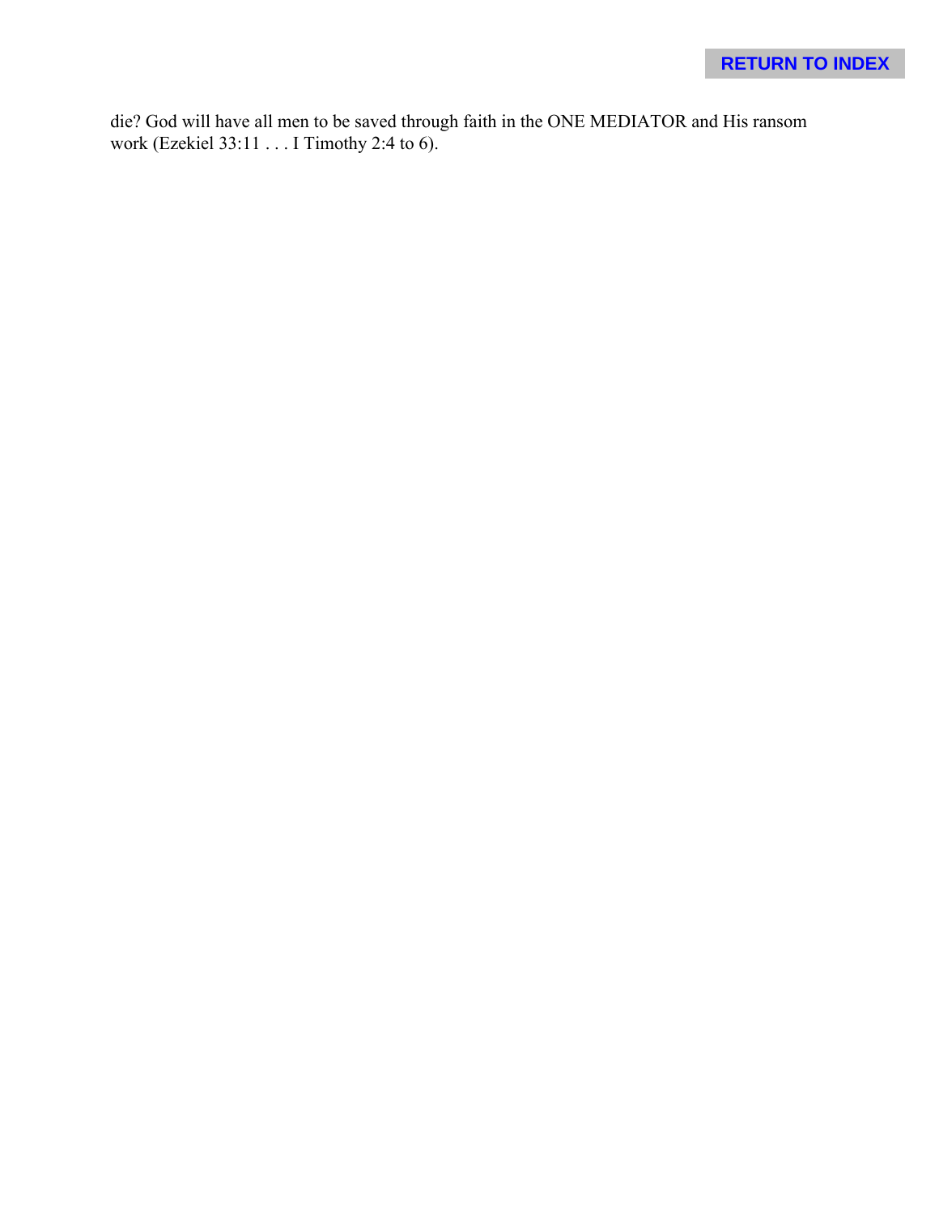RETURN TO INDEX

die? God will have all men to be saved through faith in the ONE MEDIATOR and His ransom work (Ezekiel 33:11 . . . I Timothy 2:4 to 6).